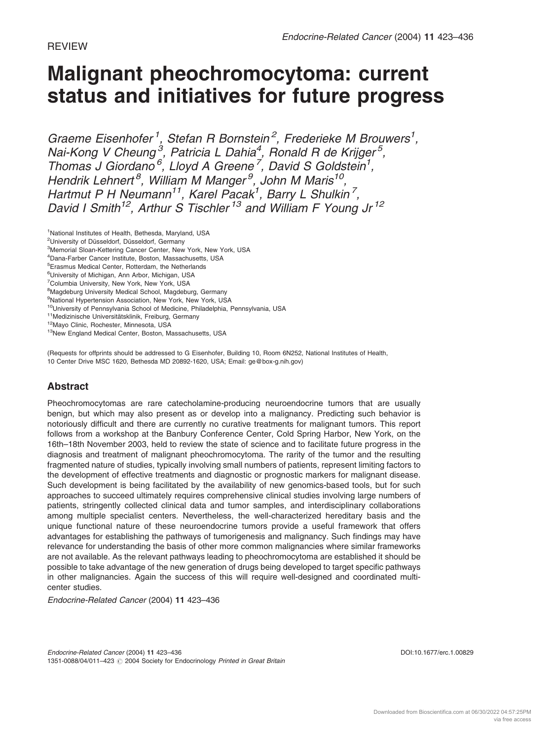REVIEW

# Malignant pheochromocytoma: current status and initiatives for future progress

*Graeme Eisenhofer[1], Stefan R Bornstein[2], Frederieke M Brouwers[1], Nai-Kong V Cheung[3], Patricia L Dahia[4], Ronald R de Krijger[5], Thomas J Giordano[6], Lloyd A Greene[7], David S Goldstein[1], Hendrik Lehnert[8], William M Manger[9], John M Maris[10], Hartmut P H Neumann[11], Karel Pacak[1], Barry L Shulkin[7], David I Smith[12], Arthur S Tischler[13] and William F Young Jr[12]*

[1]National Institutes of Health, Bethesda, Maryland, USA
[2]University of Düsseldorf, Düsseldorf, Germany
[3]Memorial Sloan-Kettering Cancer Center, New York, New York, USA
[4]Dana-Farber Cancer Institute, Boston, Massachusetts, USA
[5]Erasmus Medical Center, Rotterdam, the Netherlands
[6]University of Michigan, Ann Arbor, Michigan, USA
[7]Columbia University, New York, New York, USA
[8]Magdeburg University Medical School, Magdeburg, Germany
[9]National Hypertension Association, New York, New York, USA
[10]University of Pennsylvania School of Medicine, Philadelphia, Pennsylvania, USA
[11]Medizinische Universitätsklinik, Freiburg, Germany
[12]Mayo Clinic, Rochester, Minnesota, USA
[13]New England Medical Center, Boston, Massachusetts, USA

(Requests for offprints should be addressed to G Eisenhofer, Building 10, Room 6N252, National Institutes of Health, 10 Center Drive MSC 1620, Bethesda MD 20892-1620, USA; Email: ge@box-g.nih.gov)

## Abstract

Pheochromocytomas are rare catecholamine-producing neuroendocrine tumors that are usually benign, but which may also present as or develop into a malignancy. Predicting such behavior is notoriously difficult and there are currently no curative treatments for malignant tumors. This report follows from a workshop at the Banbury Conference Center, Cold Spring Harbor, New York, on the 16th–18th November 2003, held to review the state of science and to facilitate future progress in the diagnosis and treatment of malignant pheochromocytoma. The rarity of the tumor and the resulting fragmented nature of studies, typically involving small numbers of patients, represent limiting factors to the development of effective treatments and diagnostic or prognostic markers for malignant disease. Such development is being facilitated by the availability of new genomics-based tools, but for such approaches to succeed ultimately requires comprehensive clinical studies involving large numbers of patients, stringently collected clinical data and tumor samples, and interdisciplinary collaborations among multiple specialist centers. Nevertheless, the well-characterized hereditary basis and the unique functional nature of these neuroendocrine tumors provide a useful framework that offers advantages for establishing the pathways of tumorigenesis and malignancy. Such findings may have relevance for understanding the basis of other more common malignancies where similar frameworks are not available. As the relevant pathways leading to pheochromocytoma are established it should be possible to take advantage of the new generation of drugs being developed to target specific pathways in other malignancies. Again the success of this will require well-designed and coordinated multi-center studies.

*Endocrine-Related Cancer* (2004) **11** 423–436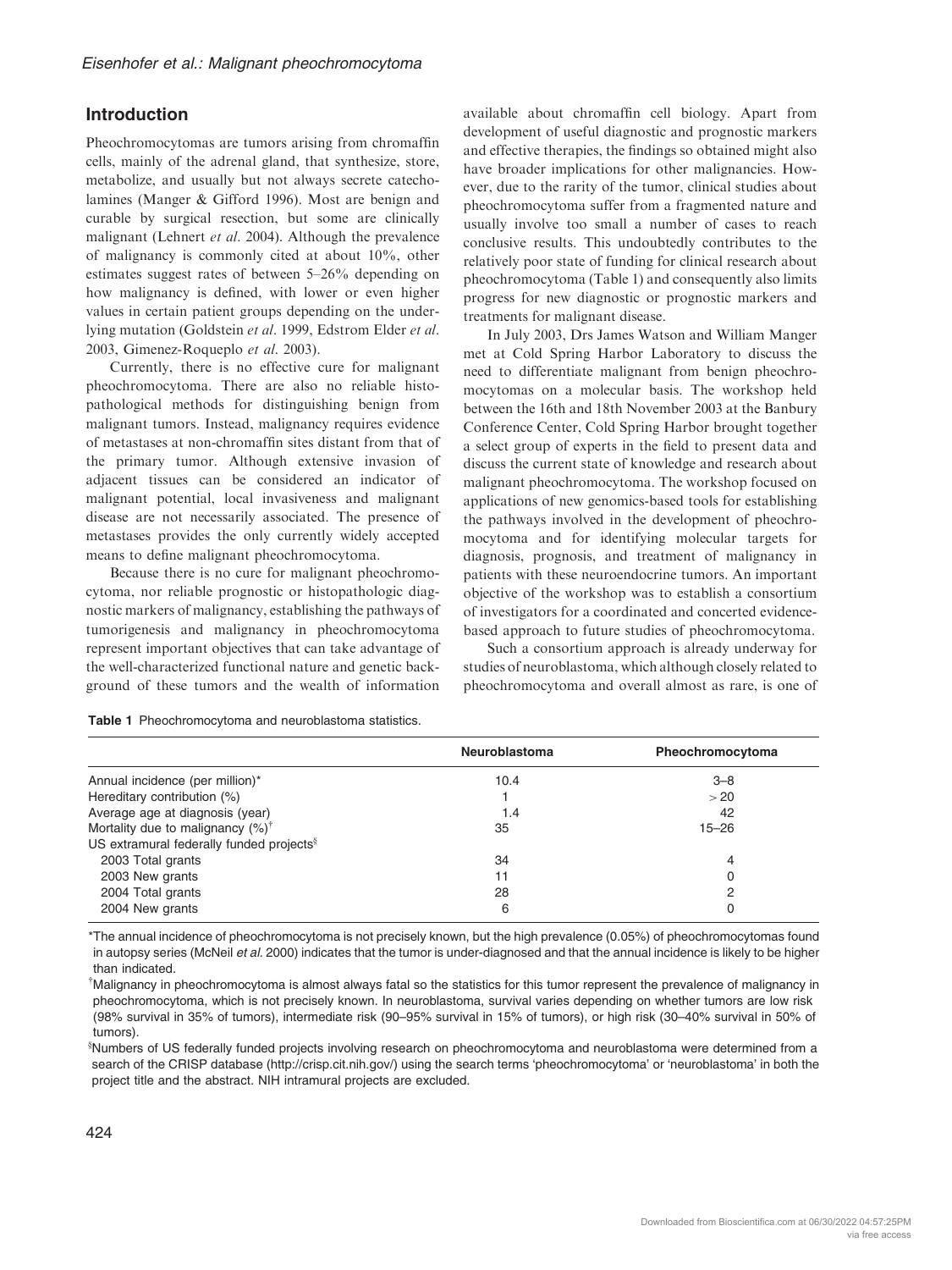## Introduction

Pheochromocytomas are tumors arising from chromaffin cells, mainly of the adrenal gland, that synthesize, store, metabolize, and usually but not always secrete catecholamines (Manger & Gifford 1996). Most are benign and curable by surgical resection, but some are clinically malignant (Lehnert *et al.* 2004). Although the prevalence of malignancy is commonly cited at about 10%, other estimates suggest rates of between 5–26% depending on how malignancy is defined, with lower or even higher values in certain patient groups depending on the underlying mutation (Goldstein *et al.* 1999, Edstrom Elder *et al.* 2003, Gimenez-Roqueplo *et al.* 2003).

Currently, there is no effective cure for malignant pheochromocytoma. There are also no reliable histopathological methods for distinguishing benign from malignant tumors. Instead, malignancy requires evidence of metastases at non-chromaffin sites distant from that of the primary tumor. Although extensive invasion of adjacent tissues can be considered an indicator of malignant potential, local invasiveness and malignant disease are not necessarily associated. The presence of metastases provides the only currently widely accepted means to define malignant pheochromocytoma.

Because there is no cure for malignant pheochromocytoma, nor reliable prognostic or histopathologic diagnostic markers of malignancy, establishing the pathways of tumorigenesis and malignancy in pheochromocytoma represent important objectives that can take advantage of the well-characterized functional nature and genetic background of these tumors and the wealth of information available about chromaffin cell biology. Apart from development of useful diagnostic and prognostic markers and effective therapies, the findings so obtained might also have broader implications for other malignancies. However, due to the rarity of the tumor, clinical studies about pheochromocytoma suffer from a fragmented nature and usually involve too small a number of cases to reach conclusive results. This undoubtedly contributes to the relatively poor state of funding for clinical research about pheochromocytoma (Table 1) and consequently also limits progress for new diagnostic or prognostic markers and treatments for malignant disease.

In July 2003, Drs James Watson and William Manger met at Cold Spring Harbor Laboratory to discuss the need to differentiate malignant from benign pheochromocytomas on a molecular basis. The workshop held between the 16th and 18th November 2003 at the Banbury Conference Center, Cold Spring Harbor brought together a select group of experts in the field to present data and discuss the current state of knowledge and research about malignant pheochromocytoma. The workshop focused on applications of new genomics-based tools for establishing the pathways involved in the development of pheochromocytoma and for identifying molecular targets for diagnosis, prognosis, and treatment of malignancy in patients with these neuroendocrine tumors. An important objective of the workshop was to establish a consortium of investigators for a coordinated and concerted evidence-based approach to future studies of pheochromocytoma.

Such a consortium approach is already underway for studies of neuroblastoma, which although closely related to pheochromocytoma and overall almost as rare, is one of

**Table 1** Pheochromocytoma and neuroblastoma statistics.

| | Neuroblastoma | Pheochromocytoma |
|---|---|---|
| Annual incidence (per million)* | 10.4 | 3–8 |
| Hereditary contribution (%) | 1 | > 20 |
| Average age at diagnosis (year) | 1.4 | 42 |
| Mortality due to malignancy (%)[†] | 35 | 15–26 |
| US extramural federally funded projects[§] | | |
| 2003 Total grants | 34 | 4 |
| 2003 New grants | 11 | 0 |
| 2004 Total grants | 28 | 2 |
| 2004 New grants | 6 | 0 |

*The annual incidence of pheochromocytoma is not precisely known, but the high prevalence (0.05%) of pheochromocytomas found in autopsy series (McNeil *et al.* 2000) indicates that the tumor is under-diagnosed and that the annual incidence is likely to be higher than indicated.

[†]Malignancy in pheochromocytoma is almost always fatal so the statistics for this tumor represent the prevalence of malignancy in pheochromocytoma, which is not precisely known. In neuroblastoma, survival varies depending on whether tumors are low risk (98% survival in 35% of tumors), intermediate risk (90–95% survival in 15% of tumors), or high risk (30–40% survival in 50% of tumors).

[§]Numbers of US federally funded projects involving research on pheochromocytoma and neuroblastoma were determined from a search of the CRISP database (http://crisp.cit.nih.gov/) using the search terms 'pheochromocytoma' or 'neuroblastoma' in both the project title and the abstract. NIH intramural projects are excluded.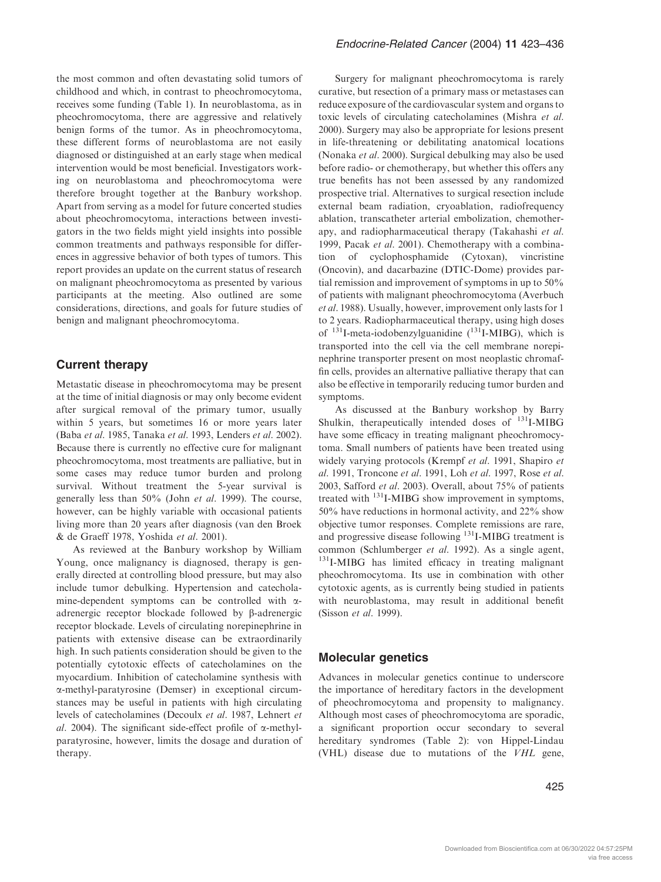the most common and often devastating solid tumors of childhood and which, in contrast to pheochromocytoma, receives some funding (Table 1). In neuroblastoma, as in pheochromocytoma, there are aggressive and relatively benign forms of the tumor. As in pheochromocytoma, these different forms of neuroblastoma are not easily diagnosed or distinguished at an early stage when medical intervention would be most beneficial. Investigators working on neuroblastoma and pheochromocytoma were therefore brought together at the Banbury workshop. Apart from serving as a model for future concerted studies about pheochromocytoma, interactions between investigators in the two fields might yield insights into possible common treatments and pathways responsible for differences in aggressive behavior of both types of tumors. This report provides an update on the current status of research on malignant pheochromocytoma as presented by various participants at the meeting. Also outlined are some considerations, directions, and goals for future studies of benign and malignant pheochromocytoma.

## Current therapy

Metastatic disease in pheochromocytoma may be present at the time of initial diagnosis or may only become evident after surgical removal of the primary tumor, usually within 5 years, but sometimes 16 or more years later (Baba *et al*. 1985, Tanaka *et al*. 1993, Lenders *et al*. 2002). Because there is currently no effective cure for malignant pheochromocytoma, most treatments are palliative, but in some cases may reduce tumor burden and prolong survival. Without treatment the 5-year survival is generally less than 50% (John *et al*. 1999). The course, however, can be highly variable with occasional patients living more than 20 years after diagnosis (van den Broek & de Graeff 1978, Yoshida *et al*. 2001).

As reviewed at the Banbury workshop by William Young, once malignancy is diagnosed, therapy is generally directed at controlling blood pressure, but may also include tumor debulking. Hypertension and catecholamine-dependent symptoms can be controlled with α-adrenergic receptor blockade followed by β-adrenergic receptor blockade. Levels of circulating norepinephrine in patients with extensive disease can be extraordinarily high. In such patients consideration should be given to the potentially cytotoxic effects of catecholamines on the myocardium. Inhibition of catecholamine synthesis with α-methyl-paratyrosine (Demser) in exceptional circumstances may be useful in patients with high circulating levels of catecholamines (Decoulx *et al*. 1987, Lehnert *et al*. 2004). The significant side-effect profile of α-methyl-paratyrosine, however, limits the dosage and duration of therapy.

Surgery for malignant pheochromocytoma is rarely curative, but resection of a primary mass or metastases can reduce exposure of the cardiovascular system and organs to toxic levels of circulating catecholamines (Mishra *et al*. 2000). Surgery may also be appropriate for lesions present in life-threatening or debilitating anatomical locations (Nonaka *et al*. 2000). Surgical debulking may also be used before radio- or chemotherapy, but whether this offers any true benefits has not been assessed by any randomized prospective trial. Alternatives to surgical resection include external beam radiation, cryoablation, radiofrequency ablation, transcatheter arterial embolization, chemotherapy, and radiopharmaceutical therapy (Takahashi *et al*. 1999, Pacak *et al*. 2001). Chemotherapy with a combination of cyclophosphamide (Cytoxan), vincristine (Oncovin), and dacarbazine (DTIC-Dome) provides partial remission and improvement of symptoms in up to 50% of patients with malignant pheochromocytoma (Averbuch *et al*. 1988). Usually, however, improvement only lasts for 1 to 2 years. Radiopharmaceutical therapy, using high doses of $^{131}$I-meta-iodobenzylguanidine ($^{131}$I-MIBG), which is transported into the cell via the cell membrane norepinephrine transporter present on most neoplastic chromaffin cells, provides an alternative palliative therapy that can also be effective in temporarily reducing tumor burden and symptoms.

As discussed at the Banbury workshop by Barry Shulkin, therapeutically intended doses of $^{131}$I-MIBG have some efficacy in treating malignant pheochromocytoma. Small numbers of patients have been treated using widely varying protocols (Krempf *et al*. 1991, Shapiro *et al*. 1991, Troncone *et al*. 1991, Loh *et al*. 1997, Rose *et al*. 2003, Safford *et al*. 2003). Overall, about 75% of patients treated with $^{131}$I-MIBG show improvement in symptoms, 50% have reductions in hormonal activity, and 22% show objective tumor responses. Complete remissions are rare, and progressive disease following $^{131}$I-MIBG treatment is common (Schlumberger *et al*. 1992). As a single agent, $^{131}$I-MIBG has limited efficacy in treating malignant pheochromocytoma. Its use in combination with other cytotoxic agents, as is currently being studied in patients with neuroblastoma, may result in additional benefit (Sisson *et al*. 1999).

## Molecular genetics

Advances in molecular genetics continue to underscore the importance of hereditary factors in the development of pheochromocytoma and propensity to malignancy. Although most cases of pheochromocytoma are sporadic, a significant proportion occur secondary to several hereditary syndromes (Table 2): von Hippel-Lindau (VHL) disease due to mutations of the *VHL* gene,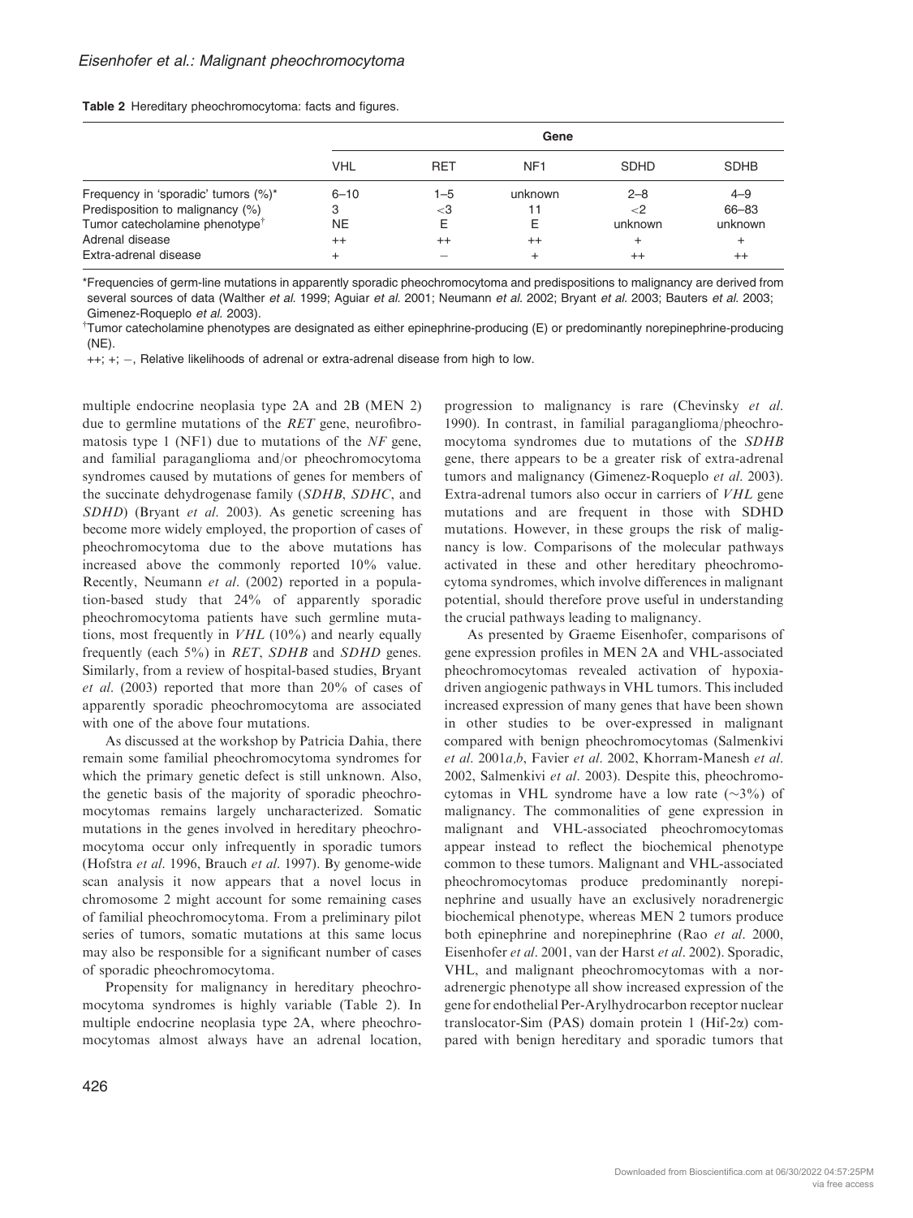**Table 2** Hereditary pheochromocytoma: facts and figures.

| | Gene | | | | |
|---|---|---|---|---|---|
| | VHL | RET | NF1 | SDHD | SDHB |
| Frequency in 'sporadic' tumors (%)* | 6–10 | 1–5 | unknown | 2–8 | 4–9 |
| Predisposition to malignancy (%) | 3 | <3 | 11 | <2 | 66–83 |
| Tumor catecholamine phenotype† | NE | E | E | unknown | unknown |
| Adrenal disease | ++ | ++ | ++ | + | + |
| Extra-adrenal disease | + | − | + | ++ | ++ |

*Frequencies of germ-line mutations in apparently sporadic pheochromocytoma and predispositions to malignancy are derived from several sources of data (Walther *et al.* 1999; Aguiar *et al.* 2001; Neumann *et al.* 2002; Bryant *et al.* 2003; Bauters *et al.* 2003; Gimenez-Roqueplo *et al.* 2003).

†Tumor catecholamine phenotypes are designated as either epinephrine-producing (E) or predominantly norepinephrine-producing (NE).

++; +; −, Relative likelihoods of adrenal or extra-adrenal disease from high to low.

multiple endocrine neoplasia type 2A and 2B (MEN 2) due to germline mutations of the *RET* gene, neurofibromatosis type 1 (NF1) due to mutations of the *NF* gene, and familial paraganglioma and/or pheochromocytoma syndromes caused by mutations of genes for members of the succinate dehydrogenase family (*SDHB*, *SDHC*, and *SDHD*) (Bryant *et al.* 2003). As genetic screening has become more widely employed, the proportion of cases of pheochromocytoma due to the above mutations has increased above the commonly reported 10% value. Recently, Neumann *et al.* (2002) reported in a population-based study that 24% of apparently sporadic pheochromocytoma patients have such germline mutations, most frequently in *VHL* (10%) and nearly equally frequently (each 5%) in *RET*, *SDHB* and *SDHD* genes. Similarly, from a review of hospital-based studies, Bryant *et al.* (2003) reported that more than 20% of cases of apparently sporadic pheochromocytoma are associated with one of the above four mutations.

As discussed at the workshop by Patricia Dahia, there remain some familial pheochromocytoma syndromes for which the primary genetic defect is still unknown. Also, the genetic basis of the majority of sporadic pheochromocytomas remains largely uncharacterized. Somatic mutations in the genes involved in hereditary pheochromocytoma occur only infrequently in sporadic tumors (Hofstra *et al.* 1996, Brauch *et al.* 1997). By genome-wide scan analysis it now appears that a novel locus in chromosome 2 might account for some remaining cases of familial pheochromocytoma. From a preliminary pilot series of tumors, somatic mutations at this same locus may also be responsible for a significant number of cases of sporadic pheochromocytoma.

Propensity for malignancy in hereditary pheochromocytoma syndromes is highly variable (Table 2). In multiple endocrine neoplasia type 2A, where pheochromocytomas almost always have an adrenal location, progression to malignancy is rare (Chevinsky *et al.* 1990). In contrast, in familial paraganglioma/pheochromocytoma syndromes due to mutations of the *SDHB* gene, there appears to be a greater risk of extra-adrenal tumors and malignancy (Gimenez-Roqueplo *et al.* 2003). Extra-adrenal tumors also occur in carriers of *VHL* gene mutations and are frequent in those with SDHD mutations. However, in these groups the risk of malignancy is low. Comparisons of the molecular pathways activated in these and other hereditary pheochromocytoma syndromes, which involve differences in malignant potential, should therefore prove useful in understanding the crucial pathways leading to malignancy.

As presented by Graeme Eisenhofer, comparisons of gene expression profiles in MEN 2A and VHL-associated pheochromocytomas revealed activation of hypoxia-driven angiogenic pathways in VHL tumors. This included increased expression of many genes that have been shown in other studies to be over-expressed in malignant compared with benign pheochromocytomas (Salmenkivi *et al.* 2001*a,b*, Favier *et al.* 2002, Khorram-Manesh *et al.* 2002, Salmenkivi *et al.* 2003). Despite this, pheochromocytomas in VHL syndrome have a low rate (~3%) of malignancy. The commonalities of gene expression in malignant and VHL-associated pheochromocytomas appear instead to reflect the biochemical phenotype common to these tumors. Malignant and VHL-associated pheochromocytomas produce predominantly norepinephrine and usually have an exclusively noradrenergic biochemical phenotype, whereas MEN 2 tumors produce both epinephrine and norepinephrine (Rao *et al.* 2000, Eisenhofer *et al.* 2001, van der Harst *et al.* 2002). Sporadic, VHL, and malignant pheochromocytomas with a noradrenergic phenotype all show increased expression of the gene for endothelial Per-Arylhydrocarbon receptor nuclear translocator-Sim (PAS) domain protein 1 (Hif-2α) compared with benign hereditary and sporadic tumors that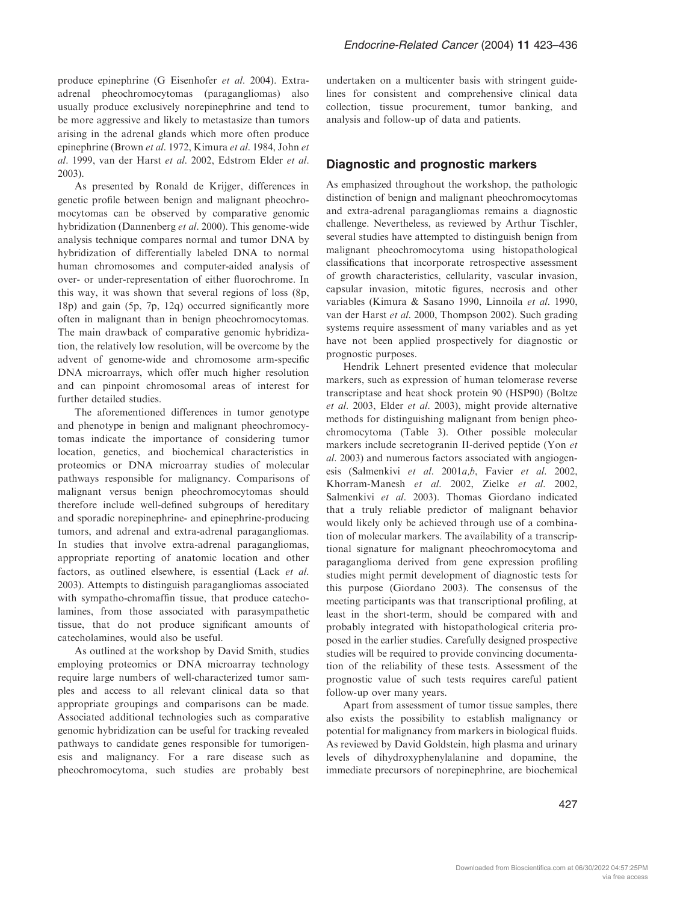produce epinephrine (G Eisenhofer *et al.* 2004). Extra-adrenal pheochromocytomas (paragangliomas) also usually produce exclusively norepinephrine and tend to be more aggressive and likely to metastasize than tumors arising in the adrenal glands which more often produce epinephrine (Brown *et al.* 1972, Kimura *et al.* 1984, John *et al.* 1999, van der Harst *et al.* 2002, Edstrom Elder *et al.* 2003).

As presented by Ronald de Krijger, differences in genetic profile between benign and malignant pheochromocytomas can be observed by comparative genomic hybridization (Dannenberg *et al.* 2000). This genome-wide analysis technique compares normal and tumor DNA by hybridization of differentially labeled DNA to normal human chromosomes and computer-aided analysis of over- or under-representation of either fluorochrome. In this way, it was shown that several regions of loss (8p, 18p) and gain (5p, 7p, 12q) occurred significantly more often in malignant than in benign pheochromocytomas. The main drawback of comparative genomic hybridization, the relatively low resolution, will be overcome by the advent of genome-wide and chromosome arm-specific DNA microarrays, which offer much higher resolution and can pinpoint chromosomal areas of interest for further detailed studies.

The aforementioned differences in tumor genotype and phenotype in benign and malignant pheochromocytomas indicate the importance of considering tumor location, genetics, and biochemical characteristics in proteomics or DNA microarray studies of molecular pathways responsible for malignancy. Comparisons of malignant versus benign pheochromocytomas should therefore include well-defined subgroups of hereditary and sporadic norepinephrine- and epinephrine-producing tumors, and adrenal and extra-adrenal paragangliomas. In studies that involve extra-adrenal paragangliomas, appropriate reporting of anatomic location and other factors, as outlined elsewhere, is essential (Lack *et al.* 2003). Attempts to distinguish paragangliomas associated with sympatho-chromaffin tissue, that produce catecholamines, from those associated with parasympathetic tissue, that do not produce significant amounts of catecholamines, would also be useful.

As outlined at the workshop by David Smith, studies employing proteomics or DNA microarray technology require large numbers of well-characterized tumor samples and access to all relevant clinical data so that appropriate groupings and comparisons can be made. Associated additional technologies such as comparative genomic hybridization can be useful for tracking revealed pathways to candidate genes responsible for tumorigenesis and malignancy. For a rare disease such as pheochromocytoma, such studies are probably best undertaken on a multicenter basis with stringent guidelines for consistent and comprehensive clinical data collection, tissue procurement, tumor banking, and analysis and follow-up of data and patients.

## Diagnostic and prognostic markers

As emphasized throughout the workshop, the pathologic distinction of benign and malignant pheochromocytomas and extra-adrenal paragangliomas remains a diagnostic challenge. Nevertheless, as reviewed by Arthur Tischler, several studies have attempted to distinguish benign from malignant pheochromocytoma using histopathological classifications that incorporate retrospective assessment of growth characteristics, cellularity, vascular invasion, capsular invasion, mitotic figures, necrosis and other variables (Kimura & Sasano 1990, Linnoila *et al.* 1990, van der Harst *et al.* 2000, Thompson 2002). Such grading systems require assessment of many variables and as yet have not been applied prospectively for diagnostic or prognostic purposes.

Hendrik Lehnert presented evidence that molecular markers, such as expression of human telomerase reverse transcriptase and heat shock protein 90 (HSP90) (Boltze *et al.* 2003, Elder *et al.* 2003), might provide alternative methods for distinguishing malignant from benign pheochromocytoma (Table 3). Other possible molecular markers include secretogranin II-derived peptide (Yon *et al.* 2003) and numerous factors associated with angiogenesis (Salmenkivi *et al.* 2001*a,b*, Favier *et al.* 2002, Khorram-Manesh *et al.* 2002, Zielke *et al.* 2002, Salmenkivi *et al.* 2003). Thomas Giordano indicated that a truly reliable predictor of malignant behavior would likely only be achieved through use of a combination of molecular markers. The availability of a transcriptional signature for malignant pheochromocytoma and paraganglioma derived from gene expression profiling studies might permit development of diagnostic tests for this purpose (Giordano 2003). The consensus of the meeting participants was that transcriptional profiling, at least in the short-term, should be compared with and probably integrated with histopathological criteria proposed in the earlier studies. Carefully designed prospective studies will be required to provide convincing documentation of the reliability of these tests. Assessment of the prognostic value of such tests requires careful patient follow-up over many years.

Apart from assessment of tumor tissue samples, there also exists the possibility to establish malignancy or potential for malignancy from markers in biological fluids. As reviewed by David Goldstein, high plasma and urinary levels of dihydroxyphenylalanine and dopamine, the immediate precursors of norepinephrine, are biochemical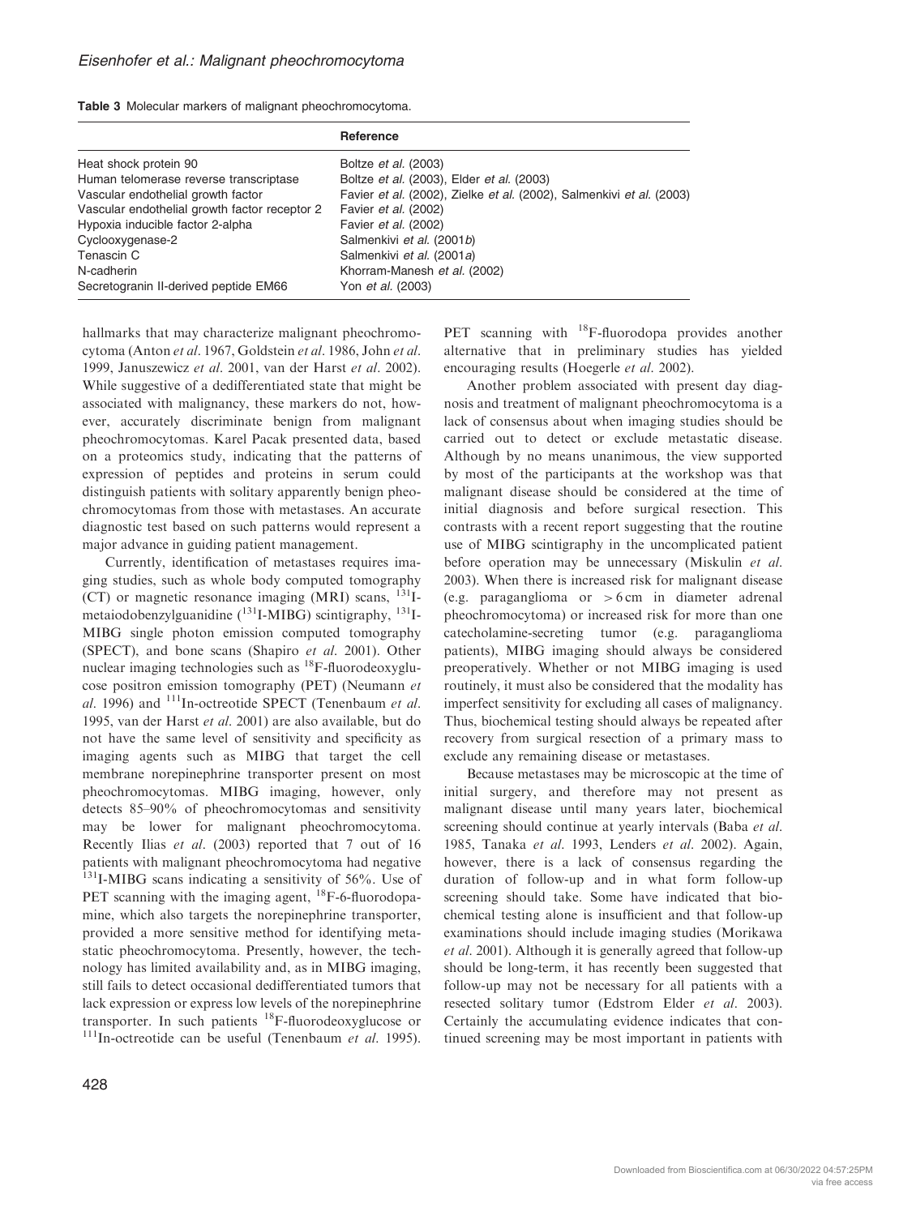**Table 3** Molecular markers of malignant pheochromocytoma.

| | Reference |
|---|---|
| Heat shock protein 90 | Boltze *et al.* (2003) |
| Human telomerase reverse transcriptase | Boltze *et al.* (2003), Elder *et al.* (2003) |
| Vascular endothelial growth factor | Favier *et al.* (2002), Zielke *et al.* (2002), Salmenkivi *et al.* (2003) |
| Vascular endothelial growth factor receptor 2 | Favier *et al.* (2002) |
| Hypoxia inducible factor 2-alpha | Favier *et al.* (2002) |
| Cyclooxygenase-2 | Salmenkivi *et al.* (2001*b*) |
| Tenascin C | Salmenkivi *et al.* (2001*a*) |
| N-cadherin | Khorram-Manesh *et al.* (2002) |
| Secretogranin II-derived peptide EM66 | Yon *et al.* (2003) |

hallmarks that may characterize malignant pheochromocytoma (Anton *et al*. 1967, Goldstein *et al*. 1986, John *et al*. 1999, Januszewicz *et al*. 2001, van der Harst *et al*. 2002). While suggestive of a dedifferentiated state that might be associated with malignancy, these markers do not, however, accurately discriminate benign from malignant pheochromocytomas. Karel Pacak presented data, based on a proteomics study, indicating that the patterns of expression of peptides and proteins in serum could distinguish patients with solitary apparently benign pheochromocytomas from those with metastases. An accurate diagnostic test based on such patterns would represent a major advance in guiding patient management.

Currently, identification of metastases requires imaging studies, such as whole body computed tomography (CT) or magnetic resonance imaging (MRI) scans, $^{131}$I-metaiodobenzylguanidine ($^{131}$I-MIBG) scintigraphy, $^{131}$I-MIBG single photon emission computed tomography (SPECT), and bone scans (Shapiro *et al*. 2001). Other nuclear imaging technologies such as $^{18}$F-fluorodeoxyglucose positron emission tomography (PET) (Neumann *et al*. 1996) and $^{111}$In-octreotide SPECT (Tenenbaum *et al*. 1995, van der Harst *et al*. 2001) are also available, but do not have the same level of sensitivity and specificity as imaging agents such as MIBG that target the cell membrane norepinephrine transporter present on most pheochromocytomas. MIBG imaging, however, only detects 85–90% of pheochromocytomas and sensitivity may be lower for malignant pheochromocytoma. Recently Ilias *et al*. (2003) reported that 7 out of 16 patients with malignant pheochromocytoma had negative $^{131}$I-MIBG scans indicating a sensitivity of 56%. Use of PET scanning with the imaging agent, $^{18}$F-6-fluorodopamine, which also targets the norepinephrine transporter, provided a more sensitive method for identifying metastatic pheochromocytoma. Presently, however, the technology has limited availability and, as in MIBG imaging, still fails to detect occasional dedifferentiated tumors that lack expression or express low levels of the norepinephrine transporter. In such patients $^{18}$F-fluorodeoxyglucose or $^{111}$In-octreotide can be useful (Tenenbaum *et al*. 1995). PET scanning with $^{18}$F-fluorodopa provides another alternative that in preliminary studies has yielded encouraging results (Hoegerle *et al*. 2002).

Another problem associated with present day diagnosis and treatment of malignant pheochromocytoma is a lack of consensus about when imaging studies should be carried out to detect or exclude metastatic disease. Although by no means unanimous, the view supported by most of the participants at the workshop was that malignant disease should be considered at the time of initial diagnosis and before surgical resection. This contrasts with a recent report suggesting that the routine use of MIBG scintigraphy in the uncomplicated patient before operation may be unnecessary (Miskulin *et al*. 2003). When there is increased risk for malignant disease (e.g. paraganglioma or >6 cm in diameter adrenal pheochromocytoma) or increased risk for more than one catecholamine-secreting tumor (e.g. paraganglioma patients), MIBG imaging should always be considered preoperatively. Whether or not MIBG imaging is used routinely, it must also be considered that the modality has imperfect sensitivity for excluding all cases of malignancy. Thus, biochemical testing should always be repeated after recovery from surgical resection of a primary mass to exclude any remaining disease or metastases.

Because metastases may be microscopic at the time of initial surgery, and therefore may not present as malignant disease until many years later, biochemical screening should continue at yearly intervals (Baba *et al*. 1985, Tanaka *et al*. 1993, Lenders *et al*. 2002). Again, however, there is a lack of consensus regarding the duration of follow-up and in what form follow-up screening should take. Some have indicated that biochemical testing alone is insufficient and that follow-up examinations should include imaging studies (Morikawa *et al*. 2001). Although it is generally agreed that follow-up should be long-term, it has recently been suggested that follow-up may not be necessary for all patients with a resected solitary tumor (Edstrom Elder *et al*. 2003). Certainly the accumulating evidence indicates that continued screening may be most important in patients with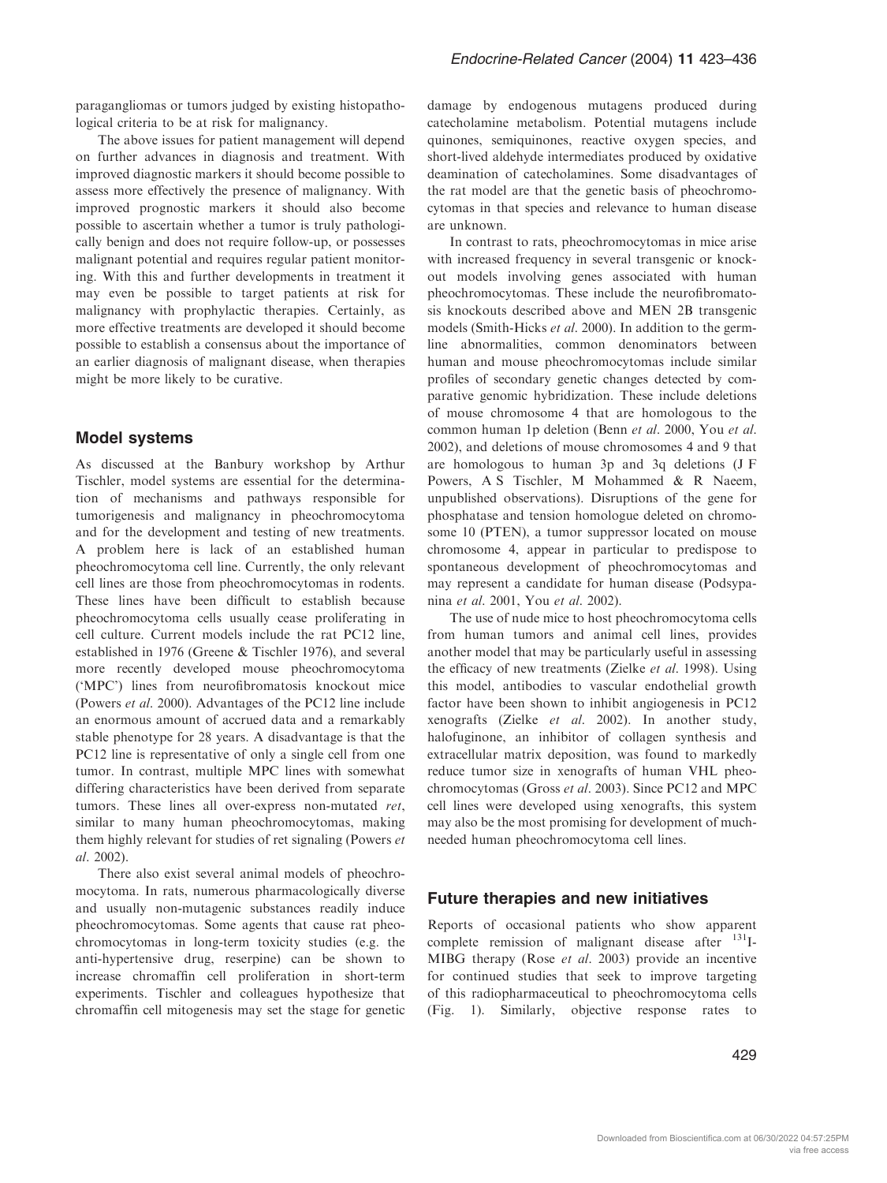paragangliomas or tumors judged by existing histopathological criteria to be at risk for malignancy.

The above issues for patient management will depend on further advances in diagnosis and treatment. With improved diagnostic markers it should become possible to assess more effectively the presence of malignancy. With improved prognostic markers it should also become possible to ascertain whether a tumor is truly pathologically benign and does not require follow-up, or possesses malignant potential and requires regular patient monitoring. With this and further developments in treatment it may even be possible to target patients at risk for malignancy with prophylactic therapies. Certainly, as more effective treatments are developed it should become possible to establish a consensus about the importance of an earlier diagnosis of malignant disease, when therapies might be more likely to be curative.

## Model systems

As discussed at the Banbury workshop by Arthur Tischler, model systems are essential for the determination of mechanisms and pathways responsible for tumorigenesis and malignancy in pheochromocytoma and for the development and testing of new treatments. A problem here is lack of an established human pheochromocytoma cell line. Currently, the only relevant cell lines are those from pheochromocytomas in rodents. These lines have been difficult to establish because pheochromocytoma cells usually cease proliferating in cell culture. Current models include the rat PC12 line, established in 1976 (Greene & Tischler 1976), and several more recently developed mouse pheochromocytoma ('MPC') lines from neurofibromatosis knockout mice (Powers *et al*. 2000). Advantages of the PC12 line include an enormous amount of accrued data and a remarkably stable phenotype for 28 years. A disadvantage is that the PC12 line is representative of only a single cell from one tumor. In contrast, multiple MPC lines with somewhat differing characteristics have been derived from separate tumors. These lines all over-express non-mutated *ret*, similar to many human pheochromocytomas, making them highly relevant for studies of ret signaling (Powers *et al*. 2002).

There also exist several animal models of pheochromocytoma. In rats, numerous pharmacologically diverse and usually non-mutagenic substances readily induce pheochromocytomas. Some agents that cause rat pheochromocytomas in long-term toxicity studies (e.g. the anti-hypertensive drug, reserpine) can be shown to increase chromaffin cell proliferation in short-term experiments. Tischler and colleagues hypothesize that chromaffin cell mitogenesis may set the stage for genetic damage by endogenous mutagens produced during catecholamine metabolism. Potential mutagens include quinones, semiquinones, reactive oxygen species, and short-lived aldehyde intermediates produced by oxidative deamination of catecholamines. Some disadvantages of the rat model are that the genetic basis of pheochromocytomas in that species and relevance to human disease are unknown.

In contrast to rats, pheochromocytomas in mice arise with increased frequency in several transgenic or knockout models involving genes associated with human pheochromocytomas. These include the neurofibromatosis knockouts described above and MEN 2B transgenic models (Smith-Hicks *et al*. 2000). In addition to the germline abnormalities, common denominators between human and mouse pheochromocytomas include similar profiles of secondary genetic changes detected by comparative genomic hybridization. These include deletions of mouse chromosome 4 that are homologous to the common human 1p deletion (Benn *et al*. 2000, You *et al*. 2002), and deletions of mouse chromosomes 4 and 9 that are homologous to human 3p and 3q deletions (J F Powers, A S Tischler, M Mohammed & R Naeem, unpublished observations). Disruptions of the gene for phosphatase and tension homologue deleted on chromosome 10 (PTEN), a tumor suppressor located on mouse chromosome 4, appear in particular to predispose to spontaneous development of pheochromocytomas and may represent a candidate for human disease (Podsypanina *et al*. 2001, You *et al*. 2002).

The use of nude mice to host pheochromocytoma cells from human tumors and animal cell lines, provides another model that may be particularly useful in assessing the efficacy of new treatments (Zielke *et al*. 1998). Using this model, antibodies to vascular endothelial growth factor have been shown to inhibit angiogenesis in PC12 xenografts (Zielke *et al*. 2002). In another study, halofuginone, an inhibitor of collagen synthesis and extracellular matrix deposition, was found to markedly reduce tumor size in xenografts of human VHL pheochromocytomas (Gross *et al*. 2003). Since PC12 and MPC cell lines were developed using xenografts, this system may also be the most promising for development of much-needed human pheochromocytoma cell lines.

## Future therapies and new initiatives

Reports of occasional patients who show apparent complete remission of malignant disease after $^{131}$I-MIBG therapy (Rose *et al*. 2003) provide an incentive for continued studies that seek to improve targeting of this radiopharmaceutical to pheochromocytoma cells (Fig. 1). Similarly, objective response rates to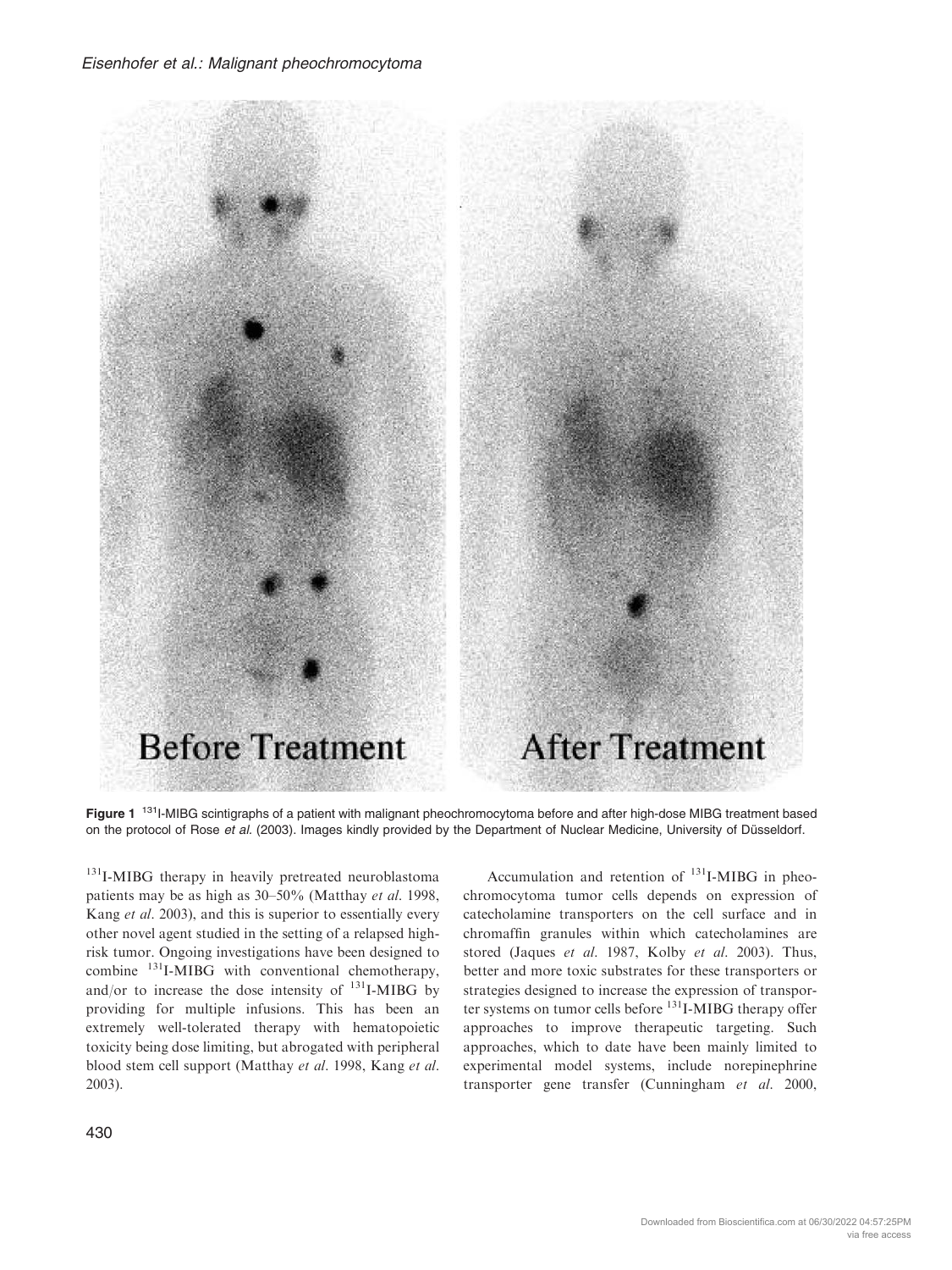Before Treatment

After Treatment

**Figure 1** $^{131}$I-MIBG scintigraphs of a patient with malignant pheochromocytoma before and after high-dose MIBG treatment based on the protocol of Rose *et al.* (2003). Images kindly provided by the Department of Nuclear Medicine, University of Düsseldorf.

$^{131}$I-MIBG therapy in heavily pretreated neuroblastoma patients may be as high as 30–50% (Matthay *et al.* 1998, Kang *et al.* 2003), and this is superior to essentially every other novel agent studied in the setting of a relapsed high-risk tumor. Ongoing investigations have been designed to combine $^{131}$I-MIBG with conventional chemotherapy, and/or to increase the dose intensity of $^{131}$I-MIBG by providing for multiple infusions. This has been an extremely well-tolerated therapy with hematopoietic toxicity being dose limiting, but abrogated with peripheral blood stem cell support (Matthay *et al.* 1998, Kang *et al.* 2003).

Accumulation and retention of $^{131}$I-MIBG in pheochromocytoma tumor cells depends on expression of catecholamine transporters on the cell surface and in chromaffin granules within which catecholamines are stored (Jaques *et al.* 1987, Kolby *et al.* 2003). Thus, better and more toxic substrates for these transporters or strategies designed to increase the expression of transporter systems on tumor cells before $^{131}$I-MIBG therapy offer approaches to improve therapeutic targeting. Such approaches, which to date have been mainly limited to experimental model systems, include norepinephrine transporter gene transfer (Cunningham *et al.* 2000,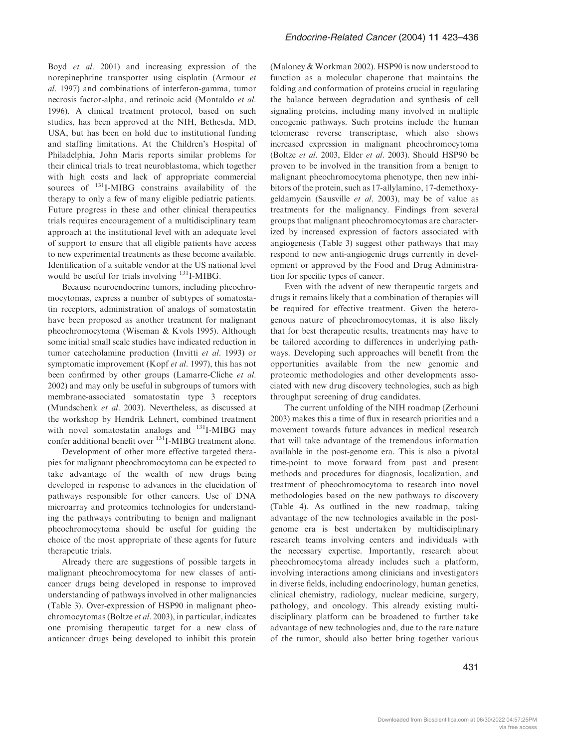Boyd *et al*. 2001) and increasing expression of the norepinephrine transporter using cisplatin (Armour *et al*. 1997) and combinations of interferon-gamma, tumor necrosis factor-alpha, and retinoic acid (Montaldo *et al*. 1996). A clinical treatment protocol, based on such studies, has been approved at the NIH, Bethesda, MD, USA, but has been on hold due to institutional funding and staffing limitations. At the Children's Hospital of Philadelphia, John Maris reports similar problems for their clinical trials to treat neuroblastoma, which together with high costs and lack of appropriate commercial sources of $^{131}$I-MIBG constrains availability of the therapy to only a few of many eligible pediatric patients. Future progress in these and other clinical therapeutics trials requires encouragement of a multidisciplinary team approach at the institutional level with an adequate level of support to ensure that all eligible patients have access to new experimental treatments as these become available. Identification of a suitable vendor at the US national level would be useful for trials involving $^{131}$I-MIBG.

Because neuroendocrine tumors, including pheochromocytomas, express a number of subtypes of somatostatin receptors, administration of analogs of somatostatin have been proposed as another treatment for malignant pheochromocytoma (Wiseman & Kvols 1995). Although some initial small scale studies have indicated reduction in tumor catecholamine production (Invitti *et al*. 1993) or symptomatic improvement (Kopf *et al*. 1997), this has not been confirmed by other groups (Lamarre-Cliche *et al*. 2002) and may only be useful in subgroups of tumors with membrane-associated somatostatin type 3 receptors (Mundschenk *et al*. 2003). Nevertheless, as discussed at the workshop by Hendrik Lehnert, combined treatment with novel somatostatin analogs and $^{131}$I-MIBG may confer additional benefit over $^{131}$I-MIBG treatment alone.

Development of other more effective targeted therapies for malignant pheochromocytoma can be expected to take advantage of the wealth of new drugs being developed in response to advances in the elucidation of pathways responsible for other cancers. Use of DNA microarray and proteomics technologies for understanding the pathways contributing to benign and malignant pheochromocytoma should be useful for guiding the choice of the most appropriate of these agents for future therapeutic trials.

Already there are suggestions of possible targets in malignant pheochromocytoma for new classes of anticancer drugs being developed in response to improved understanding of pathways involved in other malignancies (Table 3). Over-expression of HSP90 in malignant pheochromocytomas (Boltze *et al*. 2003), in particular, indicates one promising therapeutic target for a new class of anticancer drugs being developed to inhibit this protein (Maloney & Workman 2002). HSP90 is now understood to function as a molecular chaperone that maintains the folding and conformation of proteins crucial in regulating the balance between degradation and synthesis of cell signaling proteins, including many involved in multiple oncogenic pathways. Such proteins include the human telomerase reverse transcriptase, which also shows increased expression in malignant pheochromocytoma (Boltze *et al*. 2003, Elder *et al*. 2003). Should HSP90 be proven to be involved in the transition from a benign to malignant pheochromocytoma phenotype, then new inhibitors of the protein, such as 17-allylamino, 17-demethoxygeldamycin (Sausville *et al*. 2003), may be of value as treatments for the malignancy. Findings from several groups that malignant pheochromocytomas are characterized by increased expression of factors associated with angiogenesis (Table 3) suggest other pathways that may respond to new anti-angiogenic drugs currently in development or approved by the Food and Drug Administration for specific types of cancer.

Even with the advent of new therapeutic targets and drugs it remains likely that a combination of therapies will be required for effective treatment. Given the heterogenous nature of pheochromocytomas, it is also likely that for best therapeutic results, treatments may have to be tailored according to differences in underlying pathways. Developing such approaches will benefit from the opportunities available from the new genomic and proteomic methodologies and other developments associated with new drug discovery technologies, such as high throughput screening of drug candidates.

The current unfolding of the NIH roadmap (Zerhouni 2003) makes this a time of flux in research priorities and a movement towards future advances in medical research that will take advantage of the tremendous information available in the post-genome era. This is also a pivotal time-point to move forward from past and present methods and procedures for diagnosis, localization, and treatment of pheochromocytoma to research into novel methodologies based on the new pathways to discovery (Table 4). As outlined in the new roadmap, taking advantage of the new technologies available in the post-genome era is best undertaken by multidisciplinary research teams involving centers and individuals with the necessary expertise. Importantly, research about pheochromocytoma already includes such a platform, involving interactions among clinicians and investigators in diverse fields, including endocrinology, human genetics, clinical chemistry, radiology, nuclear medicine, surgery, pathology, and oncology. This already existing multidisciplinary platform can be broadened to further take advantage of new technologies and, due to the rare nature of the tumor, should also better bring together various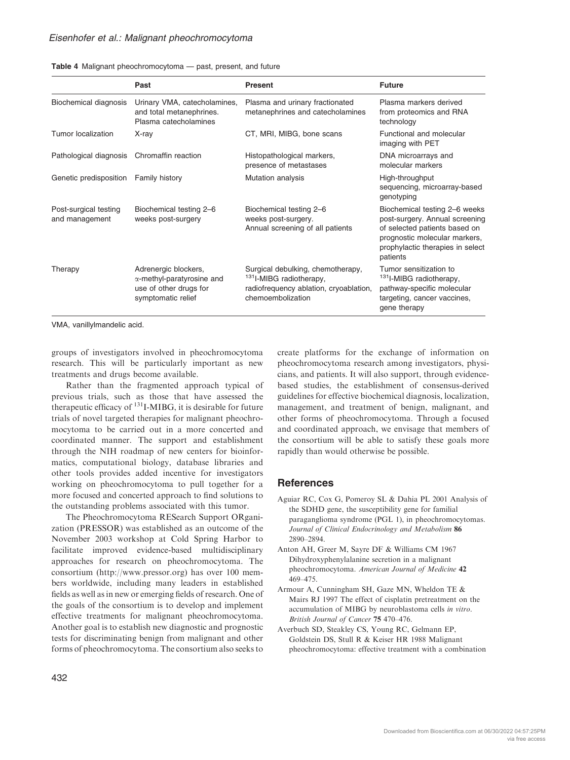**Table 4** Malignant pheochromocytoma — past, present, and future

| | Past | Present | Future |
|---|---|---|---|
| Biochemical diagnosis | Urinary VMA, catecholamines, and total metanephrines. Plasma catecholamines | Plasma and urinary fractionated metanephrines and catecholamines | Plasma markers derived from proteomics and RNA technology |
| Tumor localization | X-ray | CT, MRI, MIBG, bone scans | Functional and molecular imaging with PET |
| Pathological diagnosis | Chromaffin reaction | Histopathological markers, presence of metastases | DNA microarrays and molecular markers |
| Genetic predisposition | Family history | Mutation analysis | High-throughput sequencing, microarray-based genotyping |
| Post-surgical testing and management | Biochemical testing 2–6 weeks post-surgery | Biochemical testing 2–6 weeks post-surgery. Annual screening of all patients | Biochemical testing 2–6 weeks post-surgery. Annual screening of selected patients based on prognostic molecular markers, prophylactic therapies in select patients |
| Therapy | Adrenergic blockers, α-methyl-paratyrosine and use of other drugs for symptomatic relief | Surgical debulking, chemotherapy, $^{131}$I-MIBG radiotherapy, radiofrequency ablation, cryoablation, chemoembolization | Tumor sensitization to $^{131}$I-MIBG radiotherapy, pathway-specific molecular targeting, cancer vaccines, gene therapy |

VMA, vanillylmandelic acid.

groups of investigators involved in pheochromocytoma research. This will be particularly important as new treatments and drugs become available.

Rather than the fragmented approach typical of previous trials, such as those that have assessed the therapeutic efficacy of $^{131}$I-MIBG, it is desirable for future trials of novel targeted therapies for malignant pheochromocytoma to be carried out in a more concerted and coordinated manner. The support and establishment through the NIH roadmap of new centers for bioinformatics, computational biology, database libraries and other tools provides added incentive for investigators working on pheochromocytoma to pull together for a more focused and concerted approach to find solutions to the outstanding problems associated with this tumor.

The Pheochromocytoma RESearch Support ORganization (PRESSOR) was established as an outcome of the November 2003 workshop at Cold Spring Harbor to facilitate improved evidence-based multidisciplinary approaches for research on pheochromocytoma. The consortium (http://www.pressor.org) has over 100 members worldwide, including many leaders in established fields as well as in new or emerging fields of research. One of the goals of the consortium is to develop and implement effective treatments for malignant pheochromocytoma. Another goal is to establish new diagnostic and prognostic tests for discriminating benign from malignant and other forms of pheochromocytoma. The consortium also seeks to create platforms for the exchange of information on pheochromocytoma research among investigators, physicians, and patients. It will also support, through evidence-based studies, the establishment of consensus-derived guidelines for effective biochemical diagnosis, localization, management, and treatment of benign, malignant, and other forms of pheochromocytoma. Through a focused and coordinated approach, we envisage that members of the consortium will be able to satisfy these goals more rapidly than would otherwise be possible.

## References

Aguiar RC, Cox G, Pomeroy SL & Dahia PL 2001 Analysis of the SDHD gene, the susceptibility gene for familial paraganglioma syndrome (PGL 1), in pheochromocytomas. *Journal of Clinical Endocrinology and Metabolism* **86** 2890–2894.

Anton AH, Greer M, Sayre DF & Williams CM 1967 Dihydroxyphenylalanine secretion in a malignant pheochromocytoma. *American Journal of Medicine* **42** 469–475.

Armour A, Cunningham SH, Gaze MN, Wheldon TE & Mairs RJ 1997 The effect of cisplatin pretreatment on the accumulation of MIBG by neuroblastoma cells *in vitro*. *British Journal of Cancer* **75** 470–476.

Averbuch SD, Steakley CS, Young RC, Gelmann EP, Goldstein DS, Stull R & Keiser HR 1988 Malignant pheochromocytoma: effective treatment with a combination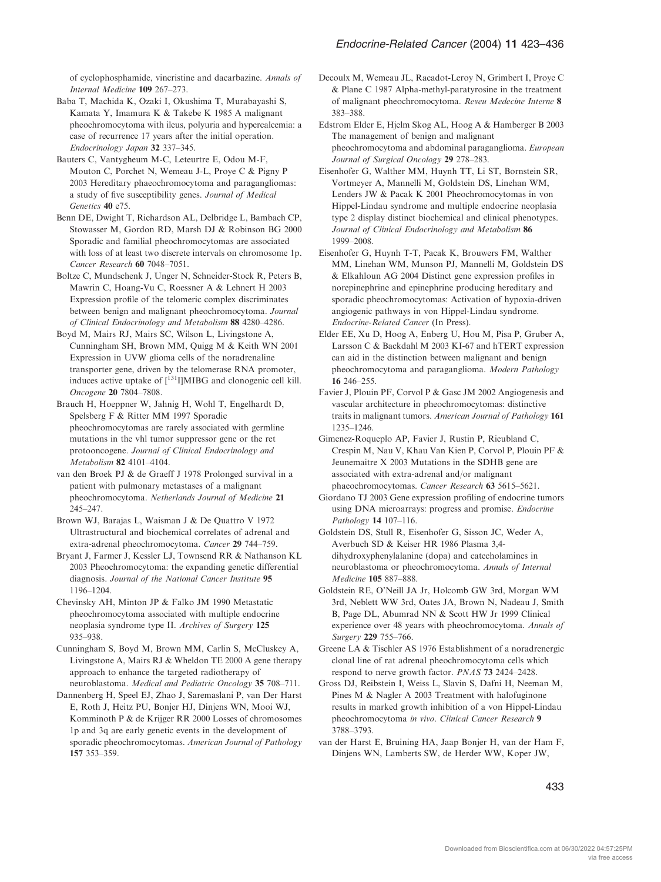of cyclophosphamide, vincristine and dacarbazine. *Annals of Internal Medicine* **109** 267–273.

Baba T, Machida K, Ozaki I, Okushima T, Murabayashi S, Kamata Y, Imamura K & Takebe K 1985 A malignant pheochromocytoma with ileus, polyuria and hypercalcemia: a case of recurrence 17 years after the initial operation. *Endocrinology Japan* **32** 337–345.

Bauters C, Vantygheum M-C, Leteurtre E, Odou M-F, Mouton C, Porchet N, Wemeau J-L, Proye C & Pigny P 2003 Hereditary phaeochromocytoma and paragangliomas: a study of five susceptibility genes. *Journal of Medical Genetics* **40** e75.

Benn DE, Dwight T, Richardson AL, Delbridge L, Bambach CP, Stowasser M, Gordon RD, Marsh DJ & Robinson BG 2000 Sporadic and familial pheochromocytomas are associated with loss of at least two discrete intervals on chromosome 1p. *Cancer Research* **60** 7048–7051.

Boltze C, Mundschenk J, Unger N, Schneider-Stock R, Peters B, Mawrin C, Hoang-Vu C, Roessner A & Lehnert H 2003 Expression profile of the telomeric complex discriminates between benign and malignant pheochromocytoma. *Journal of Clinical Endocrinology and Metabolism* **88** 4280–4286.

Boyd M, Mairs RJ, Mairs SC, Wilson L, Livingstone A, Cunningham SH, Brown MM, Quigg M & Keith WN 2001 Expression in UVW glioma cells of the noradrenaline transporter gene, driven by the telomerase RNA promoter, induces active uptake of [$^{131}$I]MIBG and clonogenic cell kill. *Oncogene* **20** 7804–7808.

Brauch H, Hoeppner W, Jahnig H, Wohl T, Engelhardt D, Spelsberg F & Ritter MM 1997 Sporadic pheochromocytomas are rarely associated with germline mutations in the vhl tumor suppressor gene or the ret protooncogene. *Journal of Clinical Endocrinology and Metabolism* **82** 4101–4104.

van den Broek PJ & de Graeff J 1978 Prolonged survival in a patient with pulmonary metastases of a malignant pheochromocytoma. *Netherlands Journal of Medicine* **21** 245–247.

Brown WJ, Barajas L, Waisman J & De Quattro V 1972 Ultrastructural and biochemical correlates of adrenal and extra-adrenal pheochromocytoma. *Cancer* **29** 744–759.

Bryant J, Farmer J, Kessler LJ, Townsend RR & Nathanson KL 2003 Pheochromocytoma: the expanding genetic differential diagnosis. *Journal of the National Cancer Institute* **95** 1196–1204.

Chevinsky AH, Minton JP & Falko JM 1990 Metastatic pheochromocytoma associated with multiple endocrine neoplasia syndrome type II. *Archives of Surgery* **125** 935–938.

Cunningham S, Boyd M, Brown MM, Carlin S, McCluskey A, Livingstone A, Mairs RJ & Wheldon TE 2000 A gene therapy approach to enhance the targeted radiotherapy of neuroblastoma. *Medical and Pediatric Oncology* **35** 708–711.

Dannenberg H, Speel EJ, Zhao J, Saremaslani P, van Der Harst E, Roth J, Heitz PU, Bonjer HJ, Dinjens WN, Mooi WJ, Komminoth P & de Krijger RR 2000 Losses of chromosomes 1p and 3q are early genetic events in the development of sporadic pheochromocytomas. *American Journal of Pathology* **157** 353–359.

Decoulx M, Wemeau JL, Racadot-Leroy N, Grimbert I, Proye C & Plane C 1987 Alpha-methyl-paratyrosine in the treatment of malignant pheochromocytoma. *Reveu Medecine Interne* **8** 383–388.

Edstrom Elder E, Hjelm Skog AL, Hoog A & Hamberger B 2003 The management of benign and malignant pheochromocytoma and abdominal paraganglioma. *European Journal of Surgical Oncology* **29** 278–283.

Eisenhofer G, Walther MM, Huynh TT, Li ST, Bornstein SR, Vortmeyer A, Mannelli M, Goldstein DS, Linehan WM, Lenders JW & Pacak K 2001 Pheochromocytomas in von Hippel-Lindau syndrome and multiple endocrine neoplasia type 2 display distinct biochemical and clinical phenotypes. *Journal of Clinical Endocrinology and Metabolism* **86** 1999–2008.

Eisenhofer G, Huynh T-T, Pacak K, Brouwers FM, Walther MM, Linehan WM, Munson PJ, Mannelli M, Goldstein DS & Elkahloun AG 2004 Distinct gene expression profiles in norepinephrine and epinephrine producing hereditary and sporadic pheochromocytomas: Activation of hypoxia-driven angiogenic pathways in von Hippel-Lindau syndrome. *Endocrine-Related Cancer* (In Press).

Elder EE, Xu D, Hoog A, Enberg U, Hou M, Pisa P, Gruber A, Larsson C & Backdahl M 2003 KI-67 and hTERT expression can aid in the distinction between malignant and benign pheochromocytoma and paraganglioma. *Modern Pathology* **16** 246–255.

Favier J, Plouin PF, Corvol P & Gasc JM 2002 Angiogenesis and vascular architecture in pheochromocytomas: distinctive traits in malignant tumors. *American Journal of Pathology* **161** 1235–1246.

Gimenez-Roqueplo AP, Favier J, Rustin P, Rieubland C, Crespin M, Nau V, Khau Van Kien P, Corvol P, Plouin PF & Jeunemaitre X 2003 Mutations in the SDHB gene are associated with extra-adrenal and/or malignant phaeochromocytomas. *Cancer Research* **63** 5615–5621.

Giordano TJ 2003 Gene expression profiling of endocrine tumors using DNA microarrays: progress and promise. *Endocrine Pathology* **14** 107–116.

Goldstein DS, Stull R, Eisenhofer G, Sisson JC, Weder A, Averbuch SD & Keiser HR 1986 Plasma 3,4-dihydroxyphenylalanine (dopa) and catecholamines in neuroblastoma or pheochromocytoma. *Annals of Internal Medicine* **105** 887–888.

Goldstein RE, O'Neill JA Jr, Holcomb GW 3rd, Morgan WM 3rd, Neblett WW 3rd, Oates JA, Brown N, Nadeau J, Smith B, Page DL, Abumrad NN & Scott HW Jr 1999 Clinical experience over 48 years with pheochromocytoma. *Annals of Surgery* **229** 755–766.

Greene LA & Tischler AS 1976 Establishment of a noradrenergic clonal line of rat adrenal pheochromocytoma cells which respond to nerve growth factor. *PNAS* **73** 2424–2428.

Gross DJ, Reibstein I, Weiss L, Slavin S, Dafni H, Neeman M, Pines M & Nagler A 2003 Treatment with halofuginone results in marked growth inhibition of a von Hippel-Lindau pheochromocytoma *in vivo*. *Clinical Cancer Research* **9** 3788–3793.

van der Harst E, Bruining HA, Jaap Bonjer H, van der Ham F, Dinjens WN, Lamberts SW, de Herder WW, Koper JW,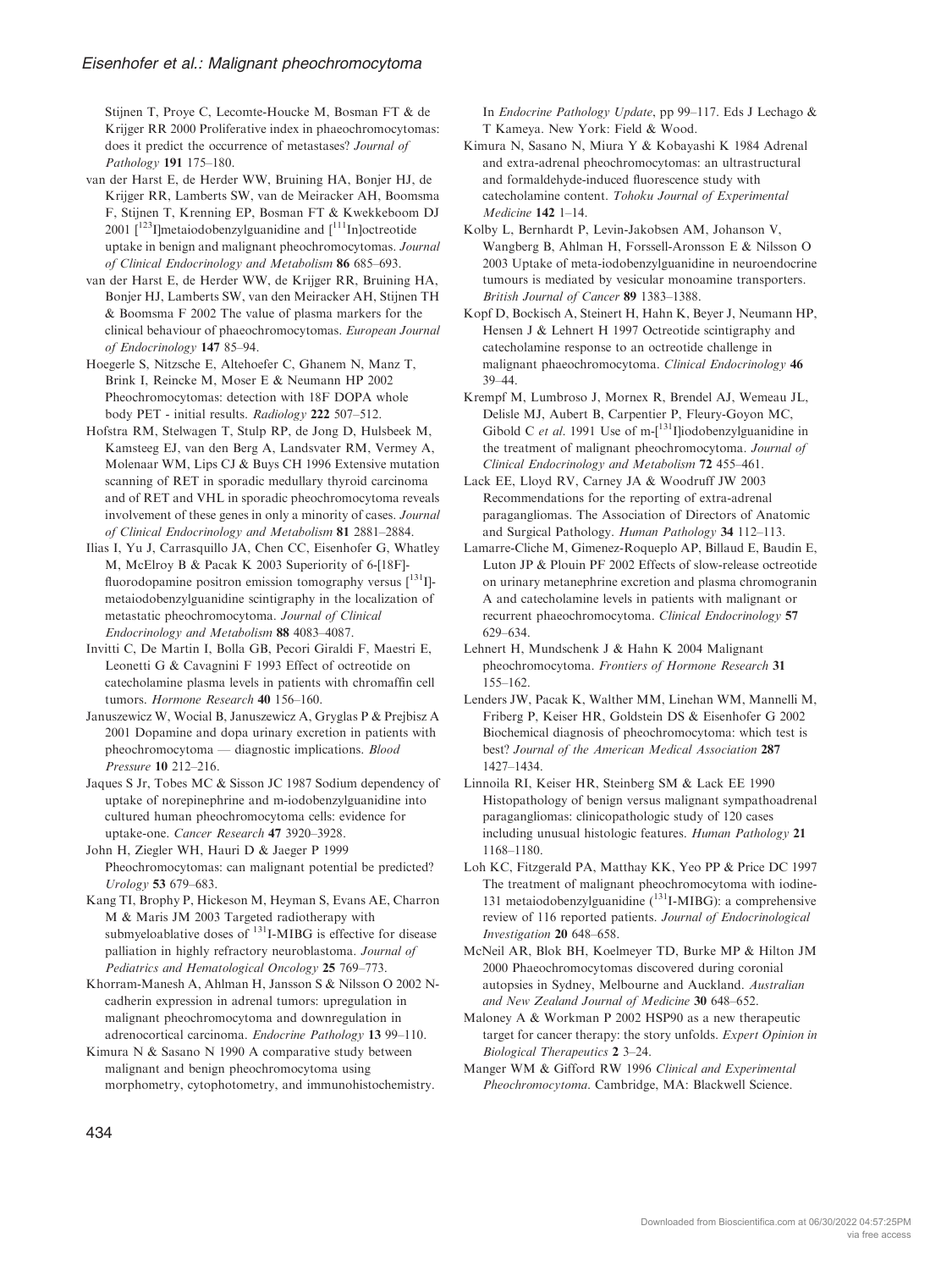Stijnen T, Proye C, Lecomte-Houcke M, Bosman FT & de Krijger RR 2000 Proliferative index in phaeochromocytomas: does it predict the occurrence of metastases? *Journal of Pathology* **191** 175–180.

van der Harst E, de Herder WW, Bruining HA, Bonjer HJ, de Krijger RR, Lamberts SW, van de Meiracker AH, Boomsma F, Stijnen T, Krenning EP, Bosman FT & Kwekkeboom DJ 2001 [$^{123}$I]metaiodobenzylguanidine and [$^{111}$In]octreotide uptake in benign and malignant pheochromocytomas. *Journal of Clinical Endocrinology and Metabolism* **86** 685–693.

van der Harst E, de Herder WW, de Krijger RR, Bruining HA, Bonjer HJ, Lamberts SW, van den Meiracker AH, Stijnen TH & Boomsma F 2002 The value of plasma markers for the clinical behaviour of phaeochromocytomas. *European Journal of Endocrinology* **147** 85–94.

Hoegerle S, Nitzsche E, Altehoefer C, Ghanem N, Manz T, Brink I, Reincke M, Moser E & Neumann HP 2002 Pheochromocytomas: detection with 18F DOPA whole body PET - initial results. *Radiology* **222** 507–512.

Hofstra RM, Stelwagen T, Stulp RP, de Jong D, Hulsbeek M, Kamsteeg EJ, van den Berg A, Landsvater RM, Vermey A, Molenaar WM, Lips CJ & Buys CH 1996 Extensive mutation scanning of RET in sporadic medullary thyroid carcinoma and of RET and VHL in sporadic pheochromocytoma reveals involvement of these genes in only a minority of cases. *Journal of Clinical Endocrinology and Metabolism* **81** 2881–2884.

Ilias I, Yu J, Carrasquillo JA, Chen CC, Eisenhofer G, Whatley M, McElroy B & Pacak K 2003 Superiority of 6-[18F]-fluorodopamine positron emission tomography versus [$^{131}$I]-metaiodobenzylguanidine scintigraphy in the localization of metastatic pheochromocytoma. *Journal of Clinical Endocrinology and Metabolism* **88** 4083–4087.

Invitti C, De Martin I, Bolla GB, Pecori Giraldi F, Maestri E, Leonetti G & Cavagnini F 1993 Effect of octreotide on catecholamine plasma levels in patients with chromaffin cell tumors. *Hormone Research* **40** 156–160.

Januszewicz W, Wocial B, Januszewicz A, Gryglas P & Prejbisz A 2001 Dopamine and dopa urinary excretion in patients with pheochromocytoma — diagnostic implications. *Blood Pressure* **10** 212–216.

Jaques S Jr, Tobes MC & Sisson JC 1987 Sodium dependency of uptake of norepinephrine and m-iodobenzylguanidine into cultured human pheochromocytoma cells: evidence for uptake-one. *Cancer Research* **47** 3920–3928.

John H, Ziegler WH, Hauri D & Jaeger P 1999 Pheochromocytomas: can malignant potential be predicted? *Urology* **53** 679–683.

Kang TI, Brophy P, Hickeson M, Heyman S, Evans AE, Charron M & Maris JM 2003 Targeted radiotherapy with submyeloablative doses of $^{131}$I-MIBG is effective for disease palliation in highly refractory neuroblastoma. *Journal of Pediatrics and Hematological Oncology* **25** 769–773.

Khorram-Manesh A, Ahlman H, Jansson S & Nilsson O 2002 N-cadherin expression in adrenal tumors: upregulation in malignant pheochromocytoma and downregulation in adrenocortical carcinoma. *Endocrine Pathology* **13** 99–110.

Kimura N & Sasano N 1990 A comparative study between malignant and benign pheochromocytoma using morphometry, cytophotometry, and immunohistochemistry. In *Endocrine Pathology Update*, pp 99–117. Eds J Lechago & T Kameya. New York: Field & Wood.

Kimura N, Sasano N, Miura Y & Kobayashi K 1984 Adrenal and extra-adrenal pheochromocytomas: an ultrastructural and formaldehyde-induced fluorescence study with catecholamine content. *Tohoku Journal of Experimental Medicine* **142** 1–14.

Kolby L, Bernhardt P, Levin-Jakobsen AM, Johanson V, Wangberg B, Ahlman H, Forssell-Aronsson E & Nilsson O 2003 Uptake of meta-iodobenzylguanidine in neuroendocrine tumours is mediated by vesicular monoamine transporters. *British Journal of Cancer* **89** 1383–1388.

Kopf D, Bockisch A, Steinert H, Hahn K, Beyer J, Neumann HP, Hensen J & Lehnert H 1997 Octreotide scintigraphy and catecholamine response to an octreotide challenge in malignant phaeochromocytoma. *Clinical Endocrinology* **46** 39–44.

Krempf M, Lumbroso J, Mornex R, Brendel AJ, Wemeau JL, Delisle MJ, Aubert B, Carpentier P, Fleury-Goyon MC, Gibold C *et al.* 1991 Use of m-[$^{131}$I]iodobenzylguanidine in the treatment of malignant pheochromocytoma. *Journal of Clinical Endocrinology and Metabolism* **72** 455–461.

Lack EE, Lloyd RV, Carney JA & Woodruff JW 2003 Recommendations for the reporting of extra-adrenal paragangliomas. The Association of Directors of Anatomic and Surgical Pathology. *Human Pathology* **34** 112–113.

Lamarre-Cliche M, Gimenez-Roqueplo AP, Billaud E, Baudin E, Luton JP & Plouin PF 2002 Effects of slow-release octreotide on urinary metanephrine excretion and plasma chromogranin A and catecholamine levels in patients with malignant or recurrent phaeochromocytoma. *Clinical Endocrinology* **57** 629–634.

Lehnert H, Mundschenk J & Hahn K 2004 Malignant pheochromocytoma. *Frontiers of Hormone Research* **31** 155–162.

Lenders JW, Pacak K, Walther MM, Linehan WM, Mannelli M, Friberg P, Keiser HR, Goldstein DS & Eisenhofer G 2002 Biochemical diagnosis of pheochromocytoma: which test is best? *Journal of the American Medical Association* **287** 1427–1434.

Linnoila RI, Keiser HR, Steinberg SM & Lack EE 1990 Histopathology of benign versus malignant sympathoadrenal paragangliomas: clinicopathologic study of 120 cases including unusual histologic features. *Human Pathology* **21** 1168–1180.

Loh KC, Fitzgerald PA, Matthay KK, Yeo PP & Price DC 1997 The treatment of malignant pheochromocytoma with iodine-131 metaiodobenzylguanidine ($^{131}$I-MIBG): a comprehensive review of 116 reported patients. *Journal of Endocrinological Investigation* **20** 648–658.

McNeil AR, Blok BH, Koelmeyer TD, Burke MP & Hilton JM 2000 Phaeochromocytomas discovered during coronial autopsies in Sydney, Melbourne and Auckland. *Australian and New Zealand Journal of Medicine* **30** 648–652.

Maloney A & Workman P 2002 HSP90 as a new therapeutic target for cancer therapy: the story unfolds. *Expert Opinion in Biological Therapeutics* **2** 3–24.

Manger WM & Gifford RW 1996 *Clinical and Experimental Pheochromocytoma*. Cambridge, MA: Blackwell Science.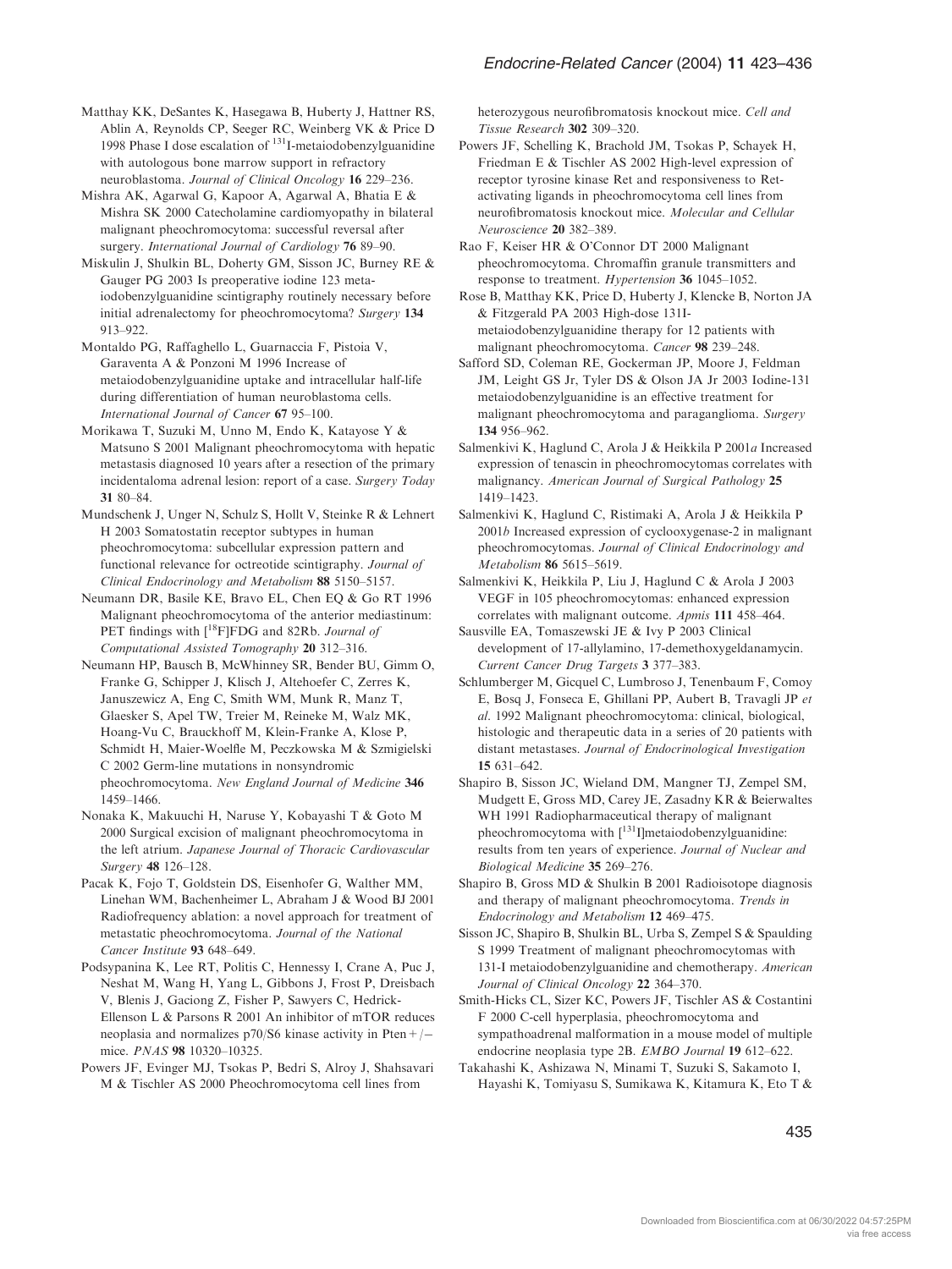Matthay KK, DeSantes K, Hasegawa B, Huberty J, Hattner RS, Ablin A, Reynolds CP, Seeger RC, Weinberg VK & Price D 1998 Phase I dose escalation of $^{131}$I-metaiodobenzylguanidine with autologous bone marrow support in refractory neuroblastoma. *Journal of Clinical Oncology* **16** 229–236.

Mishra AK, Agarwal G, Kapoor A, Agarwal A, Bhatia E & Mishra SK 2000 Catecholamine cardiomyopathy in bilateral malignant pheochromocytoma: successful reversal after surgery. *International Journal of Cardiology* **76** 89–90.

Miskulin J, Shulkin BL, Doherty GM, Sisson JC, Burney RE & Gauger PG 2003 Is preoperative iodine 123 meta-iodobenzylguanidine scintigraphy routinely necessary before initial adrenalectomy for pheochromocytoma? *Surgery* **134** 913–922.

Montaldo PG, Raffaghello L, Guarnaccia F, Pistoia V, Garaventa A & Ponzoni M 1996 Increase of metaiodobenzylguanidine uptake and intracellular half-life during differentiation of human neuroblastoma cells. *International Journal of Cancer* **67** 95–100.

Morikawa T, Suzuki M, Unno M, Endo K, Katayose Y & Matsuno S 2001 Malignant pheochromocytoma with hepatic metastasis diagnosed 10 years after a resection of the primary incidentaloma adrenal lesion: report of a case. *Surgery Today* **31** 80–84.

Mundschenk J, Unger N, Schulz S, Hollt V, Steinke R & Lehnert H 2003 Somatostatin receptor subtypes in human pheochromocytoma: subcellular expression pattern and functional relevance for octreotide scintigraphy. *Journal of Clinical Endocrinology and Metabolism* **88** 5150–5157.

Neumann DR, Basile KE, Bravo EL, Chen EQ & Go RT 1996 Malignant pheochromocytoma of the anterior mediastinum: PET findings with [$^{18}$F]FDG and 82Rb. *Journal of Computational Assisted Tomography* **20** 312–316.

Neumann HP, Bausch B, McWhinney SR, Bender BU, Gimm O, Franke G, Schipper J, Klisch J, Altehoefer C, Zerres K, Januszewicz A, Eng C, Smith WM, Munk R, Manz T, Glaesker S, Apel TW, Treier M, Reineke M, Walz MK, Hoang-Vu C, Brauckhoff M, Klein-Franke A, Klose P, Schmidt H, Maier-Woelfle M, Peczkowska M & Szmigielski C 2002 Germ-line mutations in nonsyndromic pheochromocytoma. *New England Journal of Medicine* **346** 1459–1466.

Nonaka K, Makuuchi H, Naruse Y, Kobayashi T & Goto M 2000 Surgical excision of malignant pheochromocytoma in the left atrium. *Japanese Journal of Thoracic Cardiovascular Surgery* **48** 126–128.

Pacak K, Fojo T, Goldstein DS, Eisenhofer G, Walther MM, Linehan WM, Bachenheimer L, Abraham J & Wood BJ 2001 Radiofrequency ablation: a novel approach for treatment of metastatic pheochromocytoma. *Journal of the National Cancer Institute* **93** 648–649.

Podsypanina K, Lee RT, Politis C, Hennessy I, Crane A, Puc J, Neshat M, Wang H, Yang L, Gibbons J, Frost P, Dreisbach V, Blenis J, Gaciong Z, Fisher P, Sawyers C, Hedrick-Ellenson L & Parsons R 2001 An inhibitor of mTOR reduces neoplasia and normalizes p70/S6 kinase activity in Pten+/− mice. *PNAS* **98** 10320–10325.

Powers JF, Evinger MJ, Tsokas P, Bedri S, Alroy J, Shahsavari M & Tischler AS 2000 Pheochromocytoma cell lines from heterozygous neurofibromatosis knockout mice. *Cell and Tissue Research* **302** 309–320.

Powers JF, Schelling K, Brachold JM, Tsokas P, Schayek H, Friedman E & Tischler AS 2002 High-level expression of receptor tyrosine kinase Ret and responsiveness to Ret-activating ligands in pheochromocytoma cell lines from neurofibromatosis knockout mice. *Molecular and Cellular Neuroscience* **20** 382–389.

Rao F, Keiser HR & O'Connor DT 2000 Malignant pheochromocytoma. Chromaffin granule transmitters and response to treatment. *Hypertension* **36** 1045–1052.

Rose B, Matthay KK, Price D, Huberty J, Klencke B, Norton JA & Fitzgerald PA 2003 High-dose 131I-metaiodobenzylguanidine therapy for 12 patients with malignant pheochromocytoma. *Cancer* **98** 239–248.

Safford SD, Coleman RE, Gockerman JP, Moore J, Feldman JM, Leight GS Jr, Tyler DS & Olson JA Jr 2003 Iodine-131 metaiodobenzylguanidine is an effective treatment for malignant pheochromocytoma and paraganglioma. *Surgery* **134** 956–962.

Salmenkivi K, Haglund C, Arola J & Heikkila P 2001*a* Increased expression of tenascin in pheochromocytomas correlates with malignancy. *American Journal of Surgical Pathology* **25** 1419–1423.

Salmenkivi K, Haglund C, Ristimaki A, Arola J & Heikkila P 2001*b* Increased expression of cyclooxygenase-2 in malignant pheochromocytomas. *Journal of Clinical Endocrinology and Metabolism* **86** 5615–5619.

Salmenkivi K, Heikkila P, Liu J, Haglund C & Arola J 2003 VEGF in 105 pheochromocytomas: enhanced expression correlates with malignant outcome. *Apmis* **111** 458–464.

Sausville EA, Tomaszewski JE & Ivy P 2003 Clinical development of 17-allylamino, 17-demethoxygeldanamycin. *Current Cancer Drug Targets* **3** 377–383.

Schlumberger M, Gicquel C, Lumbroso J, Tenenbaum F, Comoy E, Bosq J, Fonseca E, Ghillani PP, Aubert B, Travagli JP *et al.* 1992 Malignant pheochromocytoma: clinical, biological, histologic and therapeutic data in a series of 20 patients with distant metastases. *Journal of Endocrinological Investigation* **15** 631–642.

Shapiro B, Sisson JC, Wieland DM, Mangner TJ, Zempel SM, Mudgett E, Gross MD, Carey JE, Zasadny KR & Beierwaltes WH 1991 Radiopharmaceutical therapy of malignant pheochromocytoma with [$^{131}$I]metaiodobenzylguanidine: results from ten years of experience. *Journal of Nuclear and Biological Medicine* **35** 269–276.

Shapiro B, Gross MD & Shulkin B 2001 Radioisotope diagnosis and therapy of malignant pheochromocytoma. *Trends in Endocrinology and Metabolism* **12** 469–475.

Sisson JC, Shapiro B, Shulkin BL, Urba S, Zempel S & Spaulding S 1999 Treatment of malignant pheochromocytomas with 131-I metaiodobenzylguanidine and chemotherapy. *American Journal of Clinical Oncology* **22** 364–370.

Smith-Hicks CL, Sizer KC, Powers JF, Tischler AS & Costantini F 2000 C-cell hyperplasia, pheochromocytoma and sympathoadrenal malformation in a mouse model of multiple endocrine neoplasia type 2B. *EMBO Journal* **19** 612–622.

Takahashi K, Ashizawa N, Minami T, Suzuki S, Sakamoto I, Hayashi K, Tomiyasu S, Sumikawa K, Kitamura K, Eto T &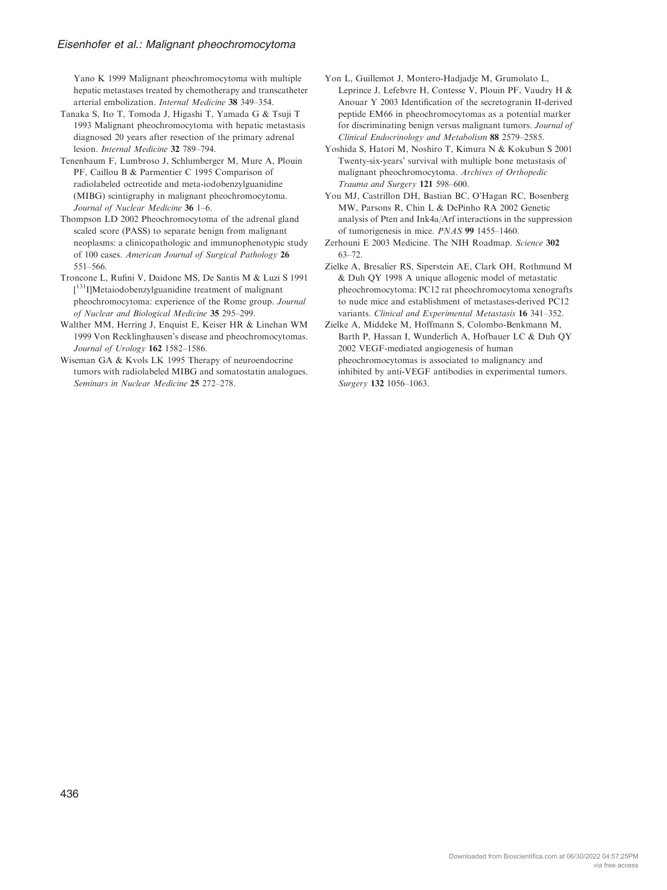Yano K 1999 Malignant pheochromocytoma with multiple hepatic metastases treated by chemotherapy and transcatheter arterial embolization. *Internal Medicine* **38** 349–354.

Tanaka S, Ito T, Tomoda J, Higashi T, Yamada G & Tsuji T 1993 Malignant pheochromocytoma with hepatic metastasis diagnosed 20 years after resection of the primary adrenal lesion. *Internal Medicine* **32** 789–794.

Tenenbaum F, Lumbroso J, Schlumberger M, Mure A, Plouin PF, Caillou B & Parmentier C 1995 Comparison of radiolabeled octreotide and meta-iodobenzylguanidine (MIBG) scintigraphy in malignant pheochromocytoma. *Journal of Nuclear Medicine* **36** 1–6.

Thompson LD 2002 Pheochromocytoma of the adrenal gland scaled score (PASS) to separate benign from malignant neoplasms: a clinicopathologic and immunophenotypic study of 100 cases. *American Journal of Surgical Pathology* **26** 551–566.

Troncone L, Rufini V, Daidone MS, De Santis M & Luzi S 1991 [$^{131}$I]Metaiodobenzylguanidine treatment of malignant pheochromocytoma: experience of the Rome group. *Journal of Nuclear and Biological Medicine* **35** 295–299.

Walther MM, Herring J, Enquist E, Keiser HR & Linehan WM 1999 Von Recklinghausen's disease and pheochromocytomas. *Journal of Urology* **162** 1582–1586.

Wiseman GA & Kvols LK 1995 Therapy of neuroendocrine tumors with radiolabeled MIBG and somatostatin analogues. *Seminars in Nuclear Medicine* **25** 272–278.

Yon L, Guillemot J, Montero-Hadjadje M, Grumolato L, Leprince J, Lefebvre H, Contesse V, Plouin PF, Vaudry H & Anouar Y 2003 Identification of the secretogranin II-derived peptide EM66 in pheochromocytomas as a potential marker for discriminating benign versus malignant tumors. *Journal of Clinical Endocrinology and Metabolism* **88** 2579–2585.

Yoshida S, Hatori M, Noshiro T, Kimura N & Kokubun S 2001 Twenty-six-years' survival with multiple bone metastasis of malignant pheochromocytoma. *Archives of Orthopedic Trauma and Surgery* **121** 598–600.

You MJ, Castrillon DH, Bastian BC, O'Hagan RC, Bosenberg MW, Parsons R, Chin L & DePinho RA 2002 Genetic analysis of Pten and Ink4a/Arf interactions in the suppression of tumorigenesis in mice. *PNAS* **99** 1455–1460.

Zerhouni E 2003 Medicine. The NIH Roadmap. *Science* **302** 63–72.

Zielke A, Bresalier RS, Siperstein AE, Clark OH, Rothmund M & Duh QY 1998 A unique allogenic model of metastatic pheochromocytoma: PC12 rat pheochromocytoma xenografts to nude mice and establishment of metastases-derived PC12 variants. *Clinical and Experimental Metastasis* **16** 341–352.

Zielke A, Middeke M, Hoffmann S, Colombo-Benkmann M, Barth P, Hassan I, Wunderlich A, Hofbauer LC & Duh QY 2002 VEGF-mediated angiogenesis of human pheochromocytomas is associated to malignancy and inhibited by anti-VEGF antibodies in experimental tumors. *Surgery* **132** 1056–1063.